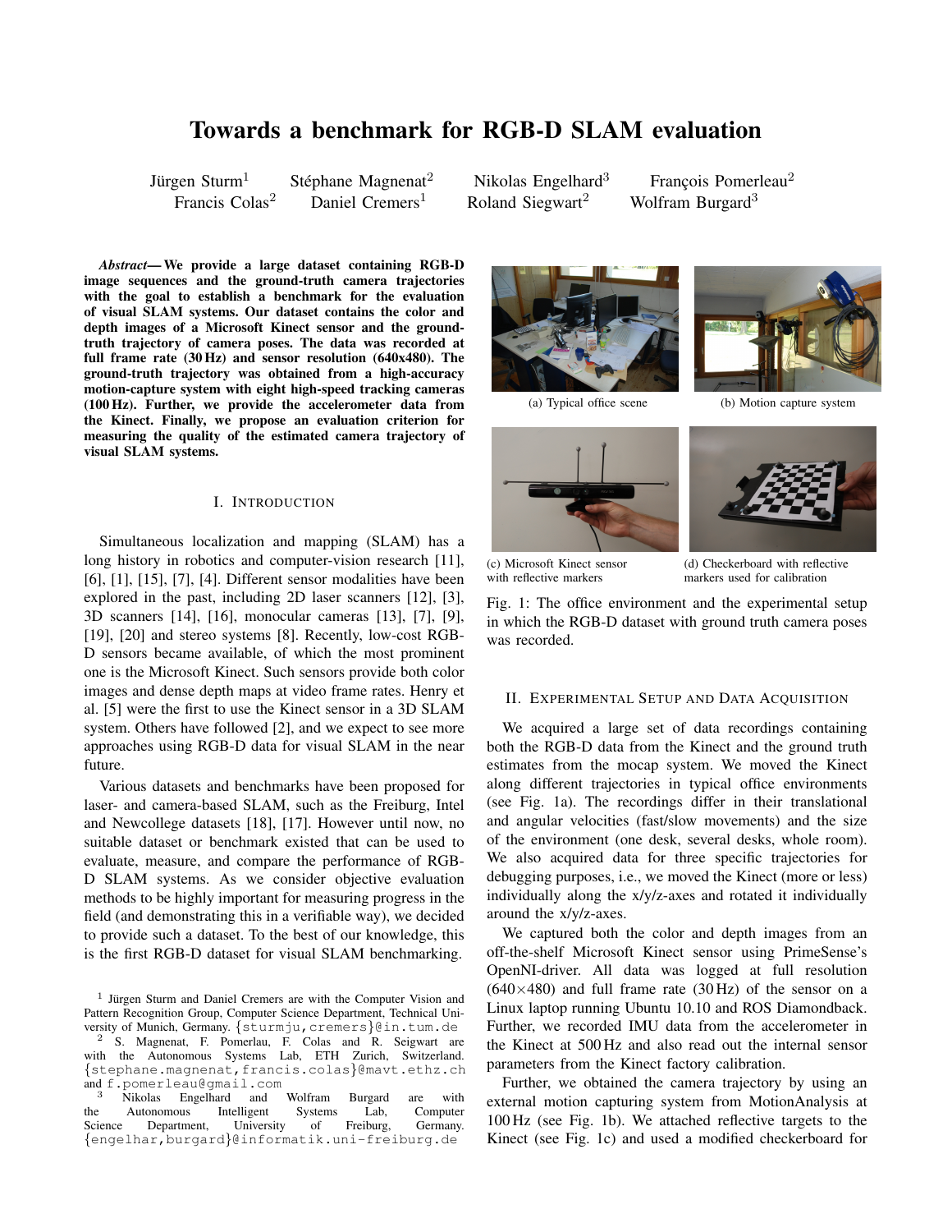# Towards a benchmark for RGB-D SLAM evaluation

Jürgen Sturm[1] Stéphane Magnenat[2] Nikolas Engelhard[3] François Pomerleau[2]
Francis Colas[2] Daniel Cremers[1] Roland Siegwart[2] Wolfram Burgard[3]

***Abstract*— We provide a large dataset containing RGB-D image sequences and the ground-truth camera trajectories with the goal to establish a benchmark for the evaluation of visual SLAM systems. Our dataset contains the color and depth images of a Microsoft Kinect sensor and the ground-truth trajectory of camera poses. The data was recorded at full frame rate (30 Hz) and sensor resolution (640x480). The ground-truth trajectory was obtained from a high-accuracy motion-capture system with eight high-speed tracking cameras (100 Hz). Further, we provide the accelerometer data from the Kinect. Finally, we propose an evaluation criterion for measuring the quality of the estimated camera trajectory of visual SLAM systems.**

## I. Introduction

Simultaneous localization and mapping (SLAM) has a long history in robotics and computer-vision research [11], [6], [1], [15], [7], [4]. Different sensor modalities have been explored in the past, including 2D laser scanners [12], [3], 3D scanners [14], [16], monocular cameras [13], [7], [9], [19], [20] and stereo systems [8]. Recently, low-cost RGB-D sensors became available, of which the most prominent one is the Microsoft Kinect. Such sensors provide both color images and dense depth maps at video frame rates. Henry et al. [5] were the first to use the Kinect sensor in a 3D SLAM system. Others have followed [2], and we expect to see more approaches using RGB-D data for visual SLAM in the near future.

Various datasets and benchmarks have been proposed for laser- and camera-based SLAM, such as the Freiburg, Intel and Newcollege datasets [18], [17]. However until now, no suitable dataset or benchmark existed that can be used to evaluate, measure, and compare the performance of RGB-D SLAM systems. As we consider objective evaluation methods to be highly important for measuring progress in the field (and demonstrating this in a verifiable way), we decided to provide such a dataset. To the best of our knowledge, this is the first RGB-D dataset for visual SLAM benchmarking.

[1] Jürgen Sturm and Daniel Cremers are with the Computer Vision and Pattern Recognition Group, Computer Science Department, Technical University of Munich, Germany. {sturmju,cremers}@in.tum.de

[2] S. Magnenat, F. Pomerlau, F. Colas and R. Seigwart are with the Autonomous Systems Lab, ETH Zurich, Switzerland. {stephane.magnenat,francis.colas}@mavt.ethz.ch and f.pomerleau@gmail.com

[3] Nikolas Engelhard and Wolfram Burgard are with the Autonomous Intelligent Systems Lab, Computer Science Department, University of Freiburg, Germany. {engelhar,burgard}@informatik.uni-freiburg.de

(a) Typical office scene

(b) Motion capture system

(c) Microsoft Kinect sensor with reflective markers

(d) Checkerboard with reflective markers used for calibration

Fig. 1: The office environment and the experimental setup in which the RGB-D dataset with ground truth camera poses was recorded.

## II. Experimental Setup and Data Acquisition

We acquired a large set of data recordings containing both the RGB-D data from the Kinect and the ground truth estimates from the mocap system. We moved the Kinect along different trajectories in typical office environments (see Fig. 1a). The recordings differ in their translational and angular velocities (fast/slow movements) and the size of the environment (one desk, several desks, whole room). We also acquired data for three specific trajectories for debugging purposes, i.e., we moved the Kinect (more or less) individually along the x/y/z-axes and rotated it individually around the x/y/z-axes.

We captured both the color and depth images from an off-the-shelf Microsoft Kinect sensor using PrimeSense's OpenNI-driver. All data was logged at full resolution ($640\times480$) and full frame rate (30 Hz) of the sensor on a Linux laptop running Ubuntu 10.10 and ROS Diamondback. Further, we recorded IMU data from the accelerometer in the Kinect at 500 Hz and also read out the internal sensor parameters from the Kinect factory calibration.

Further, we obtained the camera trajectory by using an external motion capturing system from MotionAnalysis at 100 Hz (see Fig. 1b). We attached reflective targets to the Kinect (see Fig. 1c) and used a modified checkerboard for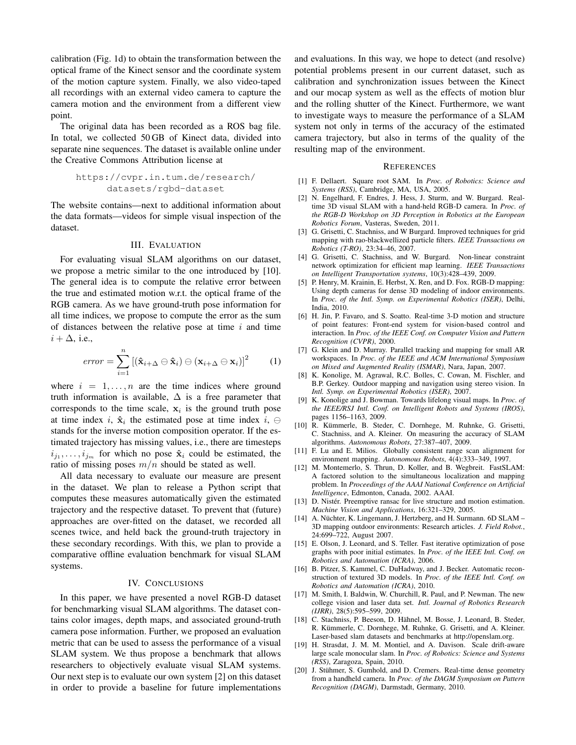calibration (Fig. 1d) to obtain the transformation between the optical frame of the Kinect sensor and the coordinate system of the motion capture system. Finally, we also video-taped all recordings with an external video camera to capture the camera motion and the environment from a different view point.

The original data has been recorded as a ROS bag file. In total, we collected 50 GB of Kinect data, divided into separate nine sequences. The dataset is available online under the Creative Commons Attribution license at

```
https://cvpr.in.tum.de/research/
    datasets/rgbd-dataset
```

The website contains—next to additional information about the data formats—videos for simple visual inspection of the dataset.

## III. Evaluation

For evaluating visual SLAM algorithms on our dataset, we propose a metric similar to the one introduced by [10]. The general idea is to compute the relative error between the true and estimated motion w.r.t. the optical frame of the RGB camera. As we have ground-truth pose information for all time indices, we propose to compute the error as the sum of distances between the relative pose at time $i$ and time $i + \Delta$, i.e.,

$$error = \sum_{i=1}^{n} \left[ (\hat{\mathbf{x}}_{i+\Delta} \ominus \hat{\mathbf{x}}_i) \ominus (\mathbf{x}_{i+\Delta} \ominus \mathbf{x}_i) \right]^2 \qquad (1)$$

where $i = 1, \ldots, n$ are the time indices where ground truth information is available, $\Delta$ is a free parameter that corresponds to the time scale, $\mathbf{x}_i$ is the ground truth pose at time index $i$, $\hat{\mathbf{x}}_i$ the estimated pose at time index $i$, $\ominus$ stands for the inverse motion composition operator. If the estimated trajectory has missing values, i.e., there are timesteps $i_{j_1}, \ldots, i_{j_m}$ for which no pose $\hat{\mathbf{x}}_i$ could be estimated, the ratio of missing poses $m/n$ should be stated as well.

All data necessary to evaluate our measure are present in the dataset. We plan to release a Python script that computes these measures automatically given the estimated trajectory and the respective dataset. To prevent that (future) approaches are over-fitted on the dataset, we recorded all scenes twice, and held back the ground-truth trajectory in these secondary recordings. With this, we plan to provide a comparative offline evaluation benchmark for visual SLAM systems.

## IV. Conclusions

In this paper, we have presented a novel RGB-D dataset for benchmarking visual SLAM algorithms. The dataset contains color images, depth maps, and associated ground-truth camera pose information. Further, we proposed an evaluation metric that can be used to assess the performance of a visual SLAM system. We thus propose a benchmark that allows researchers to objectively evaluate visual SLAM systems. Our next step is to evaluate our own system [2] on this dataset in order to provide a baseline for future implementations and evaluations. In this way, we hope to detect (and resolve) potential problems present in our current dataset, such as calibration and synchronization issues between the Kinect and our mocap system as well as the effects of motion blur and the rolling shutter of the Kinect. Furthermore, we want to investigate ways to measure the performance of a SLAM system not only in terms of the accuracy of the estimated camera trajectory, but also in terms of the quality of the resulting map of the environment.

## References

[1] F. Dellaert. Square root SAM. In *Proc. of Robotics: Science and Systems (RSS)*, Cambridge, MA, USA, 2005.

[2] N. Engelhard, F. Endres, J. Hess, J. Sturm, and W. Burgard. Real-time 3D visual SLAM with a hand-held RGB-D camera. In *Proc. of the RGB-D Workshop on 3D Perception in Robotics at the European Robotics Forum*, Vasteras, Sweden, 2011.

[3] G. Grisetti, C. Stachniss, and W Burgard. Improved techniques for grid mapping with rao-blackwellized particle filters. *IEEE Transactions on Robotics (T-RO)*, 23:34–46, 2007.

[4] G. Grisetti, C. Stachniss, and W. Burgard. Non-linear constraint network optimization for efficient map learning. *IEEE Transactions on Intelligent Transportation systems*, 10(3):428–439, 2009.

[5] P. Henry, M. Krainin, E. Herbst, X. Ren, and D. Fox. RGB-D mapping: Using depth cameras for dense 3D modeling of indoor environments. In *Proc. of the Intl. Symp. on Experimental Robotics (ISER)*, Delhi, India, 2010.

[6] H. Jin, P. Favaro, and S. Soatto. Real-time 3-D motion and structure of point features: Front-end system for vision-based control and interaction. In *Proc. of the IEEE Conf. on Computer Vision and Pattern Recognition (CVPR)*, 2000.

[7] G. Klein and D. Murray. Parallel tracking and mapping for small AR workspaces. In *Proc. of the IEEE and ACM International Symposium on Mixed and Augmented Reality (ISMAR)*, Nara, Japan, 2007.

[8] K. Konolige, M. Agrawal, R.C. Bolles, C. Cowan, M. Fischler, and B.P. Gerkey. Outdoor mapping and navigation using stereo vision. In *Intl. Symp. on Experimental Robotics (ISER)*, 2007.

[9] K. Konolige and J. Bowman. Towards lifelong visual maps. In *Proc. of the IEEE/RSJ Intl. Conf. on Intelligent Robots and Systems (IROS)*, pages 1156–1163, 2009.

[10] R. Kümmerle, B. Steder, C. Dornhege, M. Ruhnke, G. Grisetti, C. Stachniss, and A. Kleiner. On measuring the accuracy of SLAM algorithms. *Autonomous Robots*, 27:387–407, 2009.

[11] F. Lu and E. Milios. Globally consistent range scan alignment for environment mapping. *Autonomous Robots*, 4(4):333–349, 1997.

[12] M. Montemerlo, S. Thrun, D. Koller, and B. Wegbreit. FastSLAM: A factored solution to the simultaneous localization and mapping problem. In *Proceedings of the AAAI National Conference on Artificial Intelligence*, Edmonton, Canada, 2002. AAAI.

[13] D. Nistér. Preemptive ransac for live structure and motion estimation. *Machine Vision and Applications*, 16:321–329, 2005.

[14] A. Nüchter, K. Lingemann, J. Hertzberg, and H. Surmann. 6D SLAM – 3D mapping outdoor environments: Research articles. *J. Field Robot.*, 24:699–722, August 2007.

[15] E. Olson, J. Leonard, and S. Teller. Fast iterative optimization of pose graphs with poor initial estimates. In *Proc. of the IEEE Intl. Conf. on Robotics and Automation (ICRA)*, 2006.

[16] B. Pitzer, S. Kammel, C. DuHadway, and J. Becker. Automatic reconstruction of textured 3D models. In *Proc. of the IEEE Intl. Conf. on Robotics and Automation (ICRA)*, 2010.

[17] M. Smith, I. Baldwin, W. Churchill, R. Paul, and P. Newman. The new college vision and laser data set. *Intl. Journal of Robotics Research (IJRR)*, 28(5):595–599, 2009.

[18] C. Stachniss, P. Beeson, D. Hähnel, M. Bosse, J. Leonard, B. Steder, R. Kümmerle, C. Dornhege, M. Ruhnke, G. Grisetti, and A. Kleiner. Laser-based slam datasets and benchmarks at http://openslam.org.

[19] H. Strasdat, J. M. M. Montiel, and A. Davison. Scale drift-aware large scale monocular slam. In *Proc. of Robotics: Science and Systems (RSS)*, Zaragoza, Spain, 2010.

[20] J. Stühmer, S. Gumhold, and D. Cremers. Real-time dense geometry from a handheld camera. In *Proc. of the DAGM Symposium on Pattern Recognition (DAGM)*, Darmstadt, Germany, 2010.